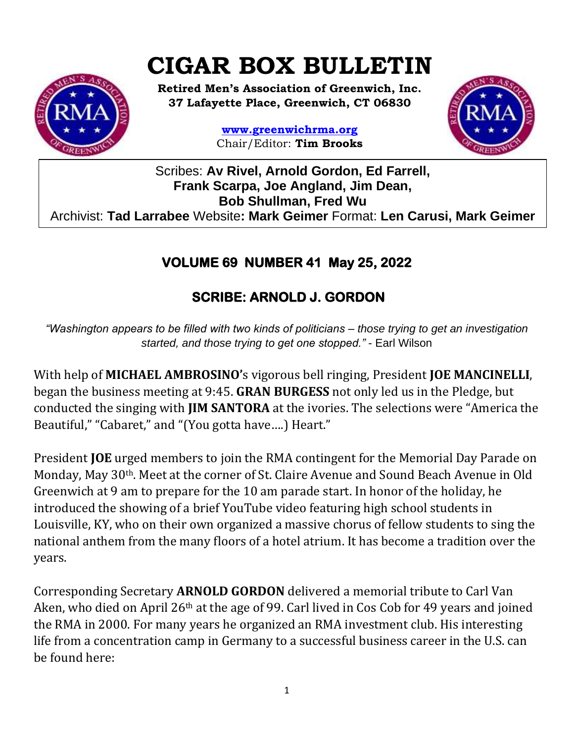# CIGAR BOX BULLETIN

**Retired Men's Association of Greenwich, Inc.**
**37 Lafayette Place, Greenwich, CT 06830**

**www.greenwichrma.org**
Chair/Editor: **Tim Brooks**

Scribes: **Av Rivel, Arnold Gordon, Ed Farrell, Frank Scarpa, Joe Angland, Jim Dean, Bob Shullman, Fred Wu**
Archivist: **Tad Larrabee** Website**: Mark Geimer** Format: **Len Carusi, Mark Geimer**

## VOLUME 69 NUMBER 41 May 25, 2022

## SCRIBE: ARNOLD J. GORDON

*"Washington appears to be filled with two kinds of politicians – those trying to get an investigation started, and those trying to get one stopped."* - Earl Wilson

With help of **MICHAEL AMBROSINO'**s vigorous bell ringing, President **JOE MANCINELLI**, began the business meeting at 9:45. **GRAN BURGESS** not only led us in the Pledge, but conducted the singing with **JIM SANTORA** at the ivories. The selections were "America the Beautiful," "Cabaret," and "(You gotta have….) Heart."

President **JOE** urged members to join the RMA contingent for the Memorial Day Parade on Monday, May 30th. Meet at the corner of St. Claire Avenue and Sound Beach Avenue in Old Greenwich at 9 am to prepare for the 10 am parade start. In honor of the holiday, he introduced the showing of a brief YouTube video featuring high school students in Louisville, KY, who on their own organized a massive chorus of fellow students to sing the national anthem from the many floors of a hotel atrium. It has become a tradition over the years.

Corresponding Secretary **ARNOLD GORDON** delivered a memorial tribute to Carl Van Aken, who died on April 26th at the age of 99. Carl lived in Cos Cob for 49 years and joined the RMA in 2000. For many years he organized an RMA investment club. His interesting life from a concentration camp in Germany to a successful business career in the U.S. can be found here: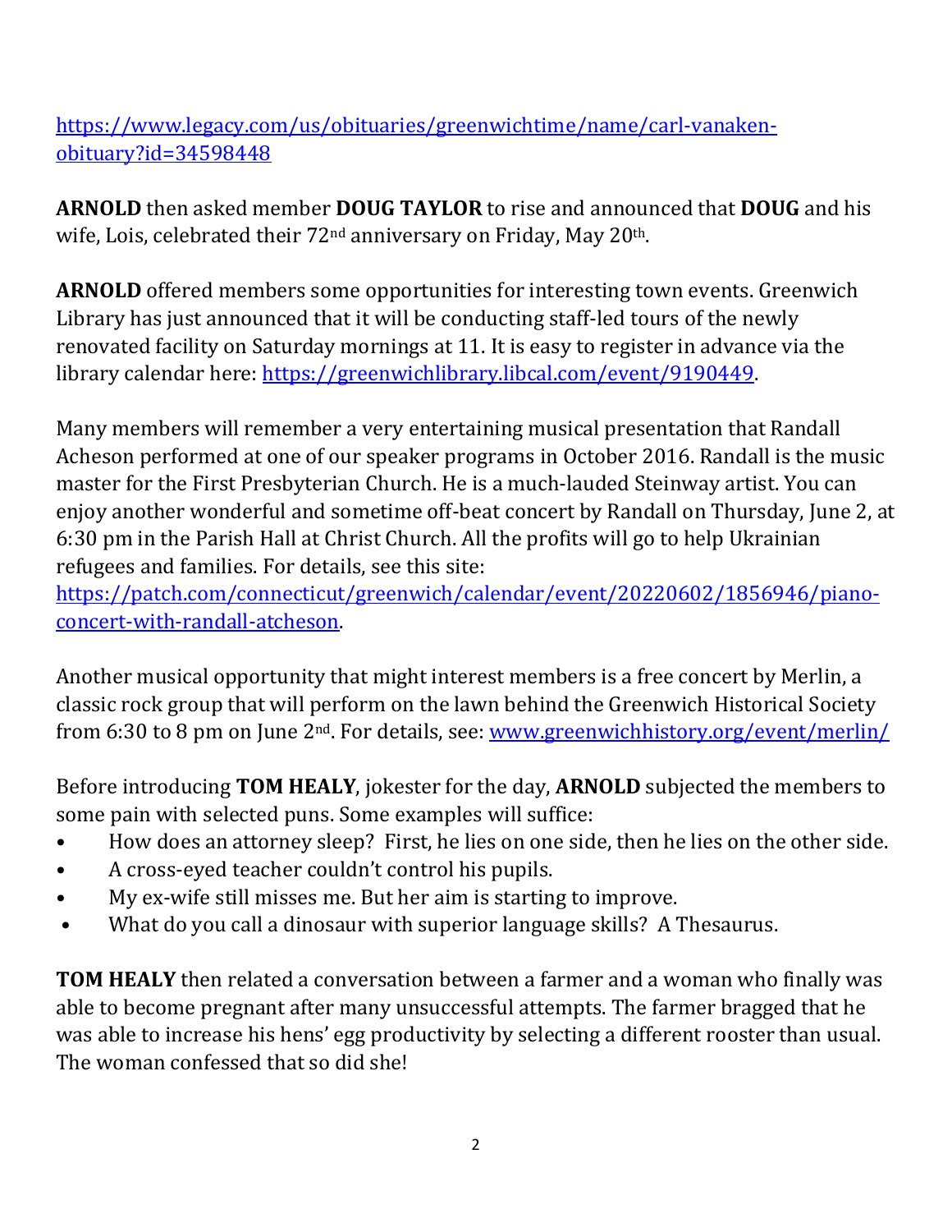https://www.legacy.com/us/obituaries/greenwichtime/name/carl-vanaken-obituary?id=34598448

**ARNOLD** then asked member **DOUG TAYLOR** to rise and announced that **DOUG** and his wife, Lois, celebrated their 72nd anniversary on Friday, May 20th.

**ARNOLD** offered members some opportunities for interesting town events. Greenwich Library has just announced that it will be conducting staff-led tours of the newly renovated facility on Saturday mornings at 11. It is easy to register in advance via the library calendar here: https://greenwichlibrary.libcal.com/event/9190449.

Many members will remember a very entertaining musical presentation that Randall Acheson performed at one of our speaker programs in October 2016. Randall is the music master for the First Presbyterian Church. He is a much-lauded Steinway artist. You can enjoy another wonderful and sometime off-beat concert by Randall on Thursday, June 2, at 6:30 pm in the Parish Hall at Christ Church. All the profits will go to help Ukrainian refugees and families. For details, see this site: https://patch.com/connecticut/greenwich/calendar/event/20220602/1856946/piano-concert-with-randall-atcheson.

Another musical opportunity that might interest members is a free concert by Merlin, a classic rock group that will perform on the lawn behind the Greenwich Historical Society from 6:30 to 8 pm on June 2nd. For details, see: www.greenwichhistory.org/event/merlin/

Before introducing **TOM HEALY**, jokester for the day, **ARNOLD** subjected the members to some pain with selected puns. Some examples will suffice:

- How does an attorney sleep? First, he lies on one side, then he lies on the other side.
- A cross-eyed teacher couldn't control his pupils.
- My ex-wife still misses me. But her aim is starting to improve.
- What do you call a dinosaur with superior language skills? A Thesaurus.

**TOM HEALY** then related a conversation between a farmer and a woman who finally was able to become pregnant after many unsuccessful attempts. The farmer bragged that he was able to increase his hens' egg productivity by selecting a different rooster than usual. The woman confessed that so did she!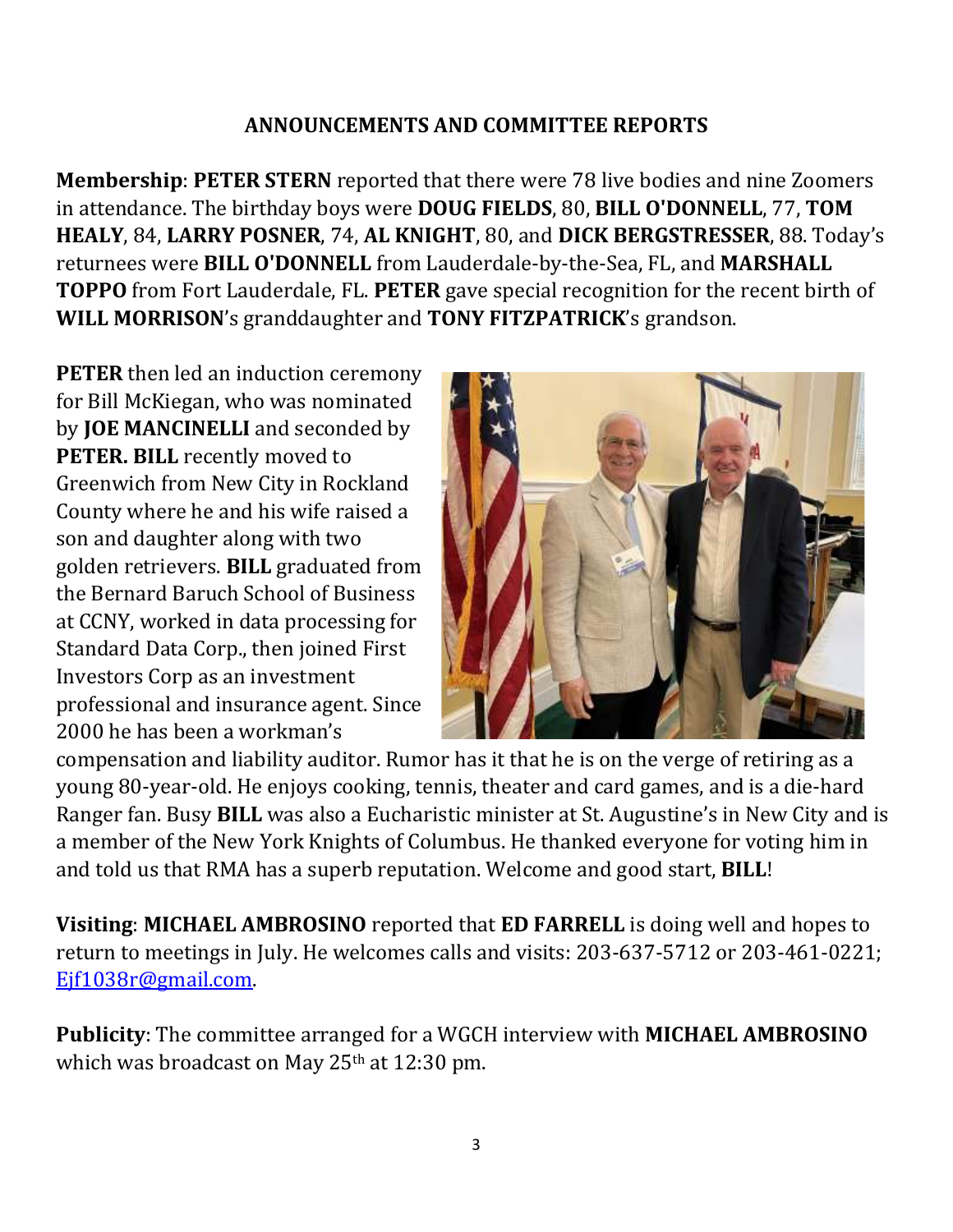## ANNOUNCEMENTS AND COMMITTEE REPORTS

**Membership**: **PETER STERN** reported that there were 78 live bodies and nine Zoomers in attendance. The birthday boys were **DOUG FIELDS**, 80, **BILL O'DONNELL**, 77, **TOM HEALY**, 84, **LARRY POSNER**, 74, **AL KNIGHT**, 80, and **DICK BERGSTRESSER**, 88. Today's returnees were **BILL O'DONNELL** from Lauderdale-by-the-Sea, FL, and **MARSHALL TOPPO** from Fort Lauderdale, FL. **PETER** gave special recognition for the recent birth of **WILL MORRISON**'s granddaughter and **TONY FITZPATRICK**'s grandson.

**PETER** then led an induction ceremony for Bill McKiegan, who was nominated by **JOE MANCINELLI** and seconded by **PETER. BILL** recently moved to Greenwich from New City in Rockland County where he and his wife raised a son and daughter along with two golden retrievers. **BILL** graduated from the Bernard Baruch School of Business at CCNY, worked in data processing for Standard Data Corp., then joined First Investors Corp as an investment professional and insurance agent. Since 2000 he has been a workman's compensation and liability auditor. Rumor has it that he is on the verge of retiring as a young 80-year-old. He enjoys cooking, tennis, theater and card games, and is a die-hard Ranger fan. Busy **BILL** was also a Eucharistic minister at St. Augustine's in New City and is a member of the New York Knights of Columbus. He thanked everyone for voting him in and told us that RMA has a superb reputation. Welcome and good start, **BILL**!

**Visiting**: **MICHAEL AMBROSINO** reported that **ED FARRELL** is doing well and hopes to return to meetings in July. He welcomes calls and visits: 203-637-5712 or 203-461-0221; Ejf1038r@gmail.com.

**Publicity**: The committee arranged for a WGCH interview with **MICHAEL AMBROSINO** which was broadcast on May 25th at 12:30 pm.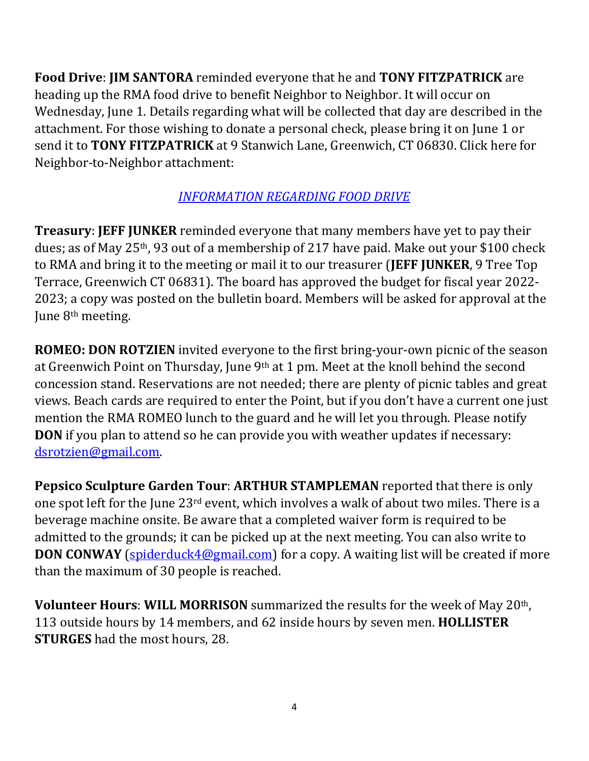**Food Drive**: **JIM SANTORA** reminded everyone that he and **TONY FITZPATRICK** are heading up the RMA food drive to benefit Neighbor to Neighbor. It will occur on Wednesday, June 1. Details regarding what will be collected that day are described in the attachment. For those wishing to donate a personal check, please bring it on June 1 or send it to **TONY FITZPATRICK** at 9 Stanwich Lane, Greenwich, CT 06830. Click here for Neighbor-to-Neighbor attachment:

*INFORMATION REGARDING FOOD DRIVE*

**Treasury**: **JEFF JUNKER** reminded everyone that many members have yet to pay their dues; as of May 25th, 93 out of a membership of 217 have paid. Make out your $100 check to RMA and bring it to the meeting or mail it to our treasurer (**JEFF JUNKER**, 9 Tree Top Terrace, Greenwich CT 06831). The board has approved the budget for fiscal year 2022-2023; a copy was posted on the bulletin board. Members will be asked for approval at the June 8th meeting.

**ROMEO: DON ROTZIEN** invited everyone to the first bring-your-own picnic of the season at Greenwich Point on Thursday, June 9th at 1 pm. Meet at the knoll behind the second concession stand. Reservations are not needed; there are plenty of picnic tables and great views. Beach cards are required to enter the Point, but if you don't have a current one just mention the RMA ROMEO lunch to the guard and he will let you through. Please notify **DON** if you plan to attend so he can provide you with weather updates if necessary: dsrotzien@gmail.com.

**Pepsico Sculpture Garden Tour**: **ARTHUR STAMPLEMAN** reported that there is only one spot left for the June 23rd event, which involves a walk of about two miles. There is a beverage machine onsite. Be aware that a completed waiver form is required to be admitted to the grounds; it can be picked up at the next meeting. You can also write to **DON CONWAY** (spiderduck4@gmail.com) for a copy. A waiting list will be created if more than the maximum of 30 people is reached.

**Volunteer Hours**: **WILL MORRISON** summarized the results for the week of May 20th, 113 outside hours by 14 members, and 62 inside hours by seven men. **HOLLISTER STURGES** had the most hours, 28.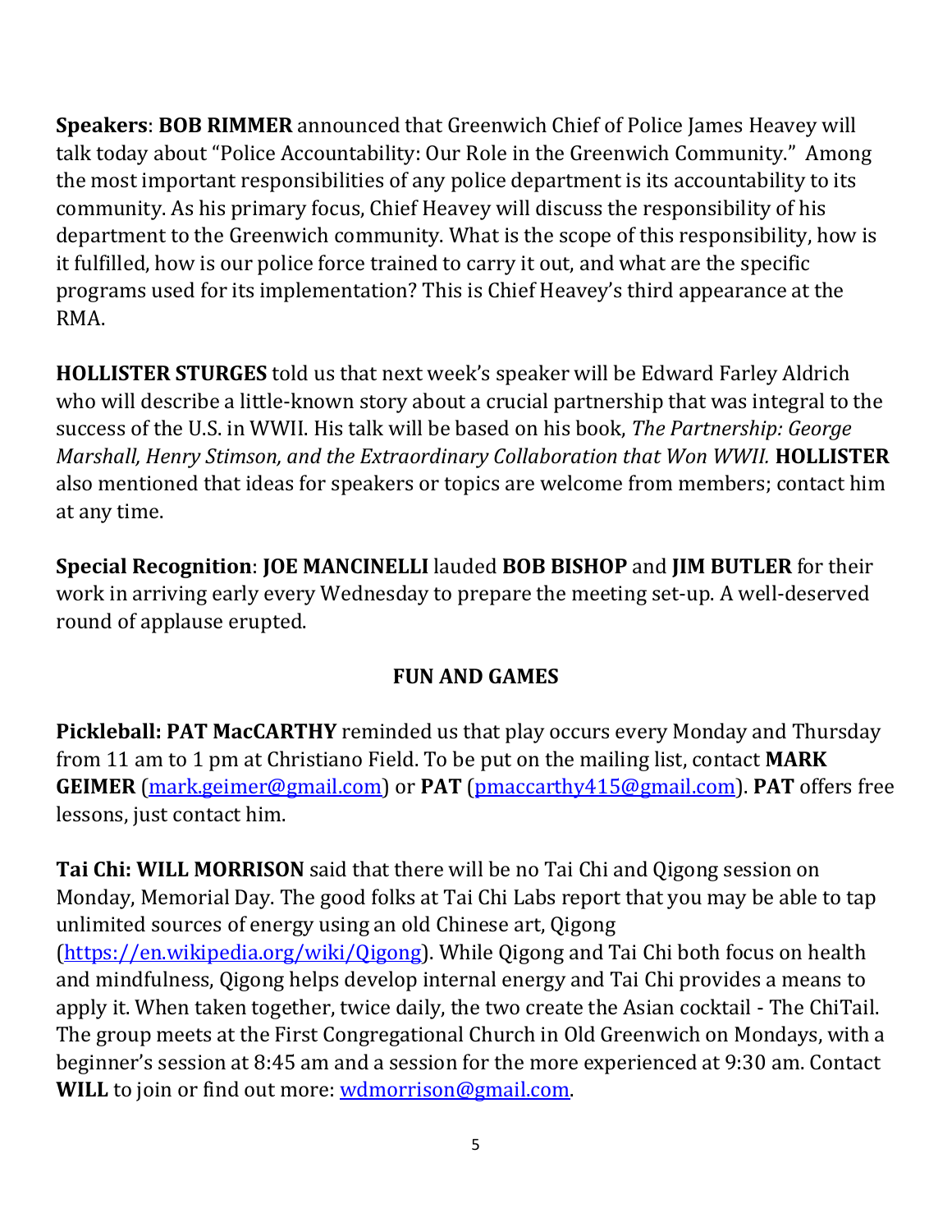**Speakers**: **BOB RIMMER** announced that Greenwich Chief of Police James Heavey will talk today about "Police Accountability: Our Role in the Greenwich Community." Among the most important responsibilities of any police department is its accountability to its community. As his primary focus, Chief Heavey will discuss the responsibility of his department to the Greenwich community. What is the scope of this responsibility, how is it fulfilled, how is our police force trained to carry it out, and what are the specific programs used for its implementation? This is Chief Heavey's third appearance at the RMA.

**HOLLISTER STURGES** told us that next week's speaker will be Edward Farley Aldrich who will describe a little-known story about a crucial partnership that was integral to the success of the U.S. in WWII. His talk will be based on his book, *The Partnership: George Marshall, Henry Stimson, and the Extraordinary Collaboration that Won WWII.* **HOLLISTER** also mentioned that ideas for speakers or topics are welcome from members; contact him at any time.

**Special Recognition**: **JOE MANCINELLI** lauded **BOB BISHOP** and **JIM BUTLER** for their work in arriving early every Wednesday to prepare the meeting set-up. A well-deserved round of applause erupted.

## FUN AND GAMES

**Pickleball: PAT MacCARTHY** reminded us that play occurs every Monday and Thursday from 11 am to 1 pm at Christiano Field. To be put on the mailing list, contact **MARK GEIMER** (mark.geimer@gmail.com) or **PAT** (pmaccarthy415@gmail.com). **PAT** offers free lessons, just contact him.

**Tai Chi: WILL MORRISON** said that there will be no Tai Chi and Qigong session on Monday, Memorial Day. The good folks at Tai Chi Labs report that you may be able to tap unlimited sources of energy using an old Chinese art, Qigong (https://en.wikipedia.org/wiki/Qigong). While Qigong and Tai Chi both focus on health and mindfulness, Qigong helps develop internal energy and Tai Chi provides a means to apply it. When taken together, twice daily, the two create the Asian cocktail - The ChiTail. The group meets at the First Congregational Church in Old Greenwich on Mondays, with a beginner's session at 8:45 am and a session for the more experienced at 9:30 am. Contact **WILL** to join or find out more: wdmorrison@gmail.com.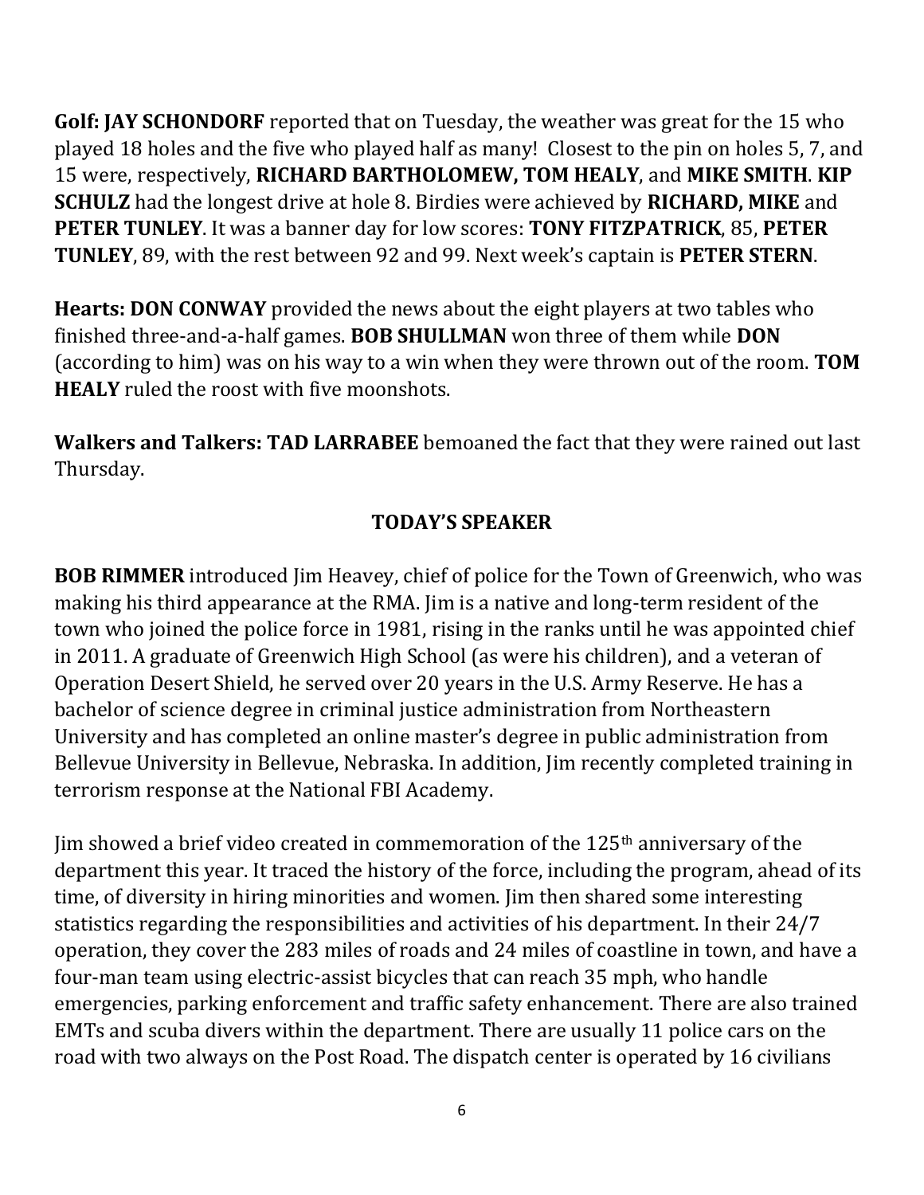**Golf: JAY SCHONDORF** reported that on Tuesday, the weather was great for the 15 who played 18 holes and the five who played half as many! Closest to the pin on holes 5, 7, and 15 were, respectively, **RICHARD BARTHOLOMEW, TOM HEALY**, and **MIKE SMITH**. **KIP SCHULZ** had the longest drive at hole 8. Birdies were achieved by **RICHARD, MIKE** and **PETER TUNLEY**. It was a banner day for low scores: **TONY FITZPATRICK**, 85, **PETER TUNLEY**, 89, with the rest between 92 and 99. Next week's captain is **PETER STERN**.

**Hearts: DON CONWAY** provided the news about the eight players at two tables who finished three-and-a-half games. **BOB SHULLMAN** won three of them while **DON** (according to him) was on his way to a win when they were thrown out of the room. **TOM HEALY** ruled the roost with five moonshots.

**Walkers and Talkers: TAD LARRABEE** bemoaned the fact that they were rained out last Thursday.

## TODAY'S SPEAKER

**BOB RIMMER** introduced Jim Heavey, chief of police for the Town of Greenwich, who was making his third appearance at the RMA. Jim is a native and long-term resident of the town who joined the police force in 1981, rising in the ranks until he was appointed chief in 2011. A graduate of Greenwich High School (as were his children), and a veteran of Operation Desert Shield, he served over 20 years in the U.S. Army Reserve. He has a bachelor of science degree in criminal justice administration from Northeastern University and has completed an online master's degree in public administration from Bellevue University in Bellevue, Nebraska. In addition, Jim recently completed training in terrorism response at the National FBI Academy.

Jim showed a brief video created in commemoration of the 125th anniversary of the department this year. It traced the history of the force, including the program, ahead of its time, of diversity in hiring minorities and women. Jim then shared some interesting statistics regarding the responsibilities and activities of his department. In their 24/7 operation, they cover the 283 miles of roads and 24 miles of coastline in town, and have a four-man team using electric-assist bicycles that can reach 35 mph, who handle emergencies, parking enforcement and traffic safety enhancement. There are also trained EMTs and scuba divers within the department. There are usually 11 police cars on the road with two always on the Post Road. The dispatch center is operated by 16 civilians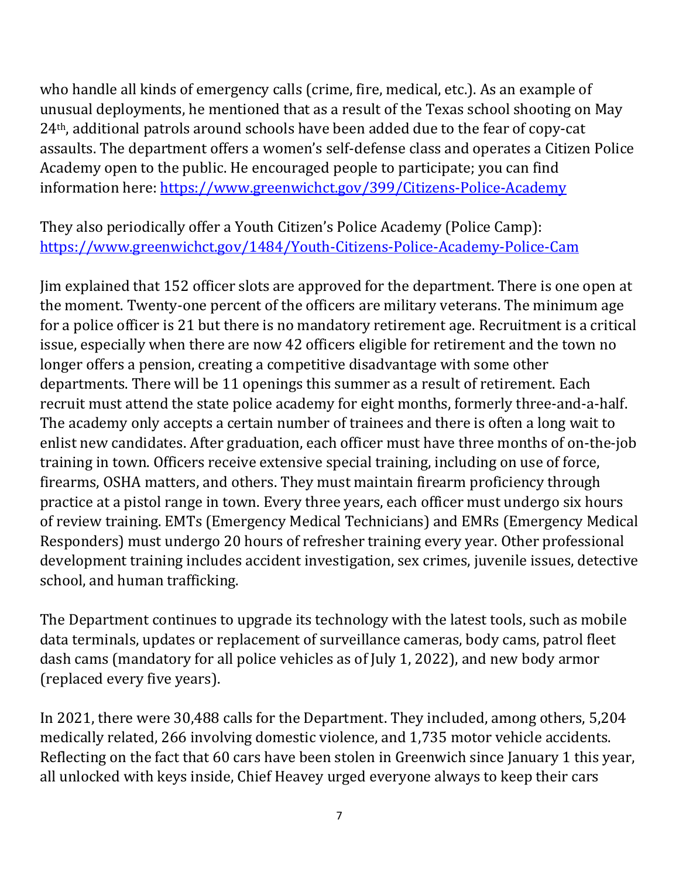who handle all kinds of emergency calls (crime, fire, medical, etc.). As an example of unusual deployments, he mentioned that as a result of the Texas school shooting on May 24th, additional patrols around schools have been added due to the fear of copy-cat assaults. The department offers a women's self-defense class and operates a Citizen Police Academy open to the public. He encouraged people to participate; you can find information here: [https://www.greenwichct.gov/399/Citizens-Police-Academy](https://www.greenwichct.gov/399/Citizens-Police-Academy)

They also periodically offer a Youth Citizen's Police Academy (Police Camp): [https://www.greenwichct.gov/1484/Youth-Citizens-Police-Academy-Police-Cam](https://www.greenwichct.gov/1484/Youth-Citizens-Police-Academy-Police-Cam)

Jim explained that 152 officer slots are approved for the department. There is one open at the moment. Twenty-one percent of the officers are military veterans. The minimum age for a police officer is 21 but there is no mandatory retirement age. Recruitment is a critical issue, especially when there are now 42 officers eligible for retirement and the town no longer offers a pension, creating a competitive disadvantage with some other departments. There will be 11 openings this summer as a result of retirement. Each recruit must attend the state police academy for eight months, formerly three-and-a-half. The academy only accepts a certain number of trainees and there is often a long wait to enlist new candidates. After graduation, each officer must have three months of on-the-job training in town. Officers receive extensive special training, including on use of force, firearms, OSHA matters, and others. They must maintain firearm proficiency through practice at a pistol range in town. Every three years, each officer must undergo six hours of review training. EMTs (Emergency Medical Technicians) and EMRs (Emergency Medical Responders) must undergo 20 hours of refresher training every year. Other professional development training includes accident investigation, sex crimes, juvenile issues, detective school, and human trafficking.

The Department continues to upgrade its technology with the latest tools, such as mobile data terminals, updates or replacement of surveillance cameras, body cams, patrol fleet dash cams (mandatory for all police vehicles as of July 1, 2022), and new body armor (replaced every five years).

In 2021, there were 30,488 calls for the Department. They included, among others, 5,204 medically related, 266 involving domestic violence, and 1,735 motor vehicle accidents. Reflecting on the fact that 60 cars have been stolen in Greenwich since January 1 this year, all unlocked with keys inside, Chief Heavey urged everyone always to keep their cars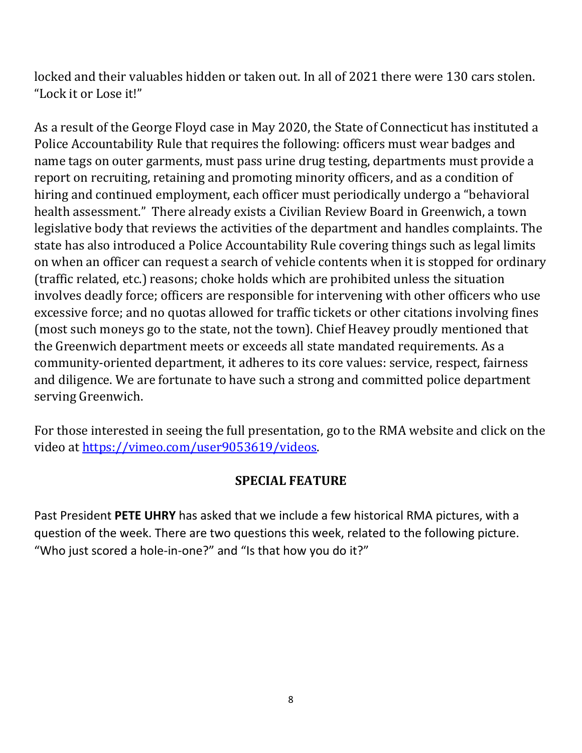locked and their valuables hidden or taken out. In all of 2021 there were 130 cars stolen. "Lock it or Lose it!"

As a result of the George Floyd case in May 2020, the State of Connecticut has instituted a Police Accountability Rule that requires the following: officers must wear badges and name tags on outer garments, must pass urine drug testing, departments must provide a report on recruiting, retaining and promoting minority officers, and as a condition of hiring and continued employment, each officer must periodically undergo a "behavioral health assessment." There already exists a Civilian Review Board in Greenwich, a town legislative body that reviews the activities of the department and handles complaints. The state has also introduced a Police Accountability Rule covering things such as legal limits on when an officer can request a search of vehicle contents when it is stopped for ordinary (traffic related, etc.) reasons; choke holds which are prohibited unless the situation involves deadly force; officers are responsible for intervening with other officers who use excessive force; and no quotas allowed for traffic tickets or other citations involving fines (most such moneys go to the state, not the town). Chief Heavey proudly mentioned that the Greenwich department meets or exceeds all state mandated requirements. As a community-oriented department, it adheres to its core values: service, respect, fairness and diligence. We are fortunate to have such a strong and committed police department serving Greenwich.

For those interested in seeing the full presentation, go to the RMA website and click on the video at [https://vimeo.com/user9053619/videos](https://vimeo.com/user9053619/videos).

## SPECIAL FEATURE

Past President **PETE UHRY** has asked that we include a few historical RMA pictures, with a question of the week. There are two questions this week, related to the following picture. "Who just scored a hole-in-one?" and "Is that how you do it?"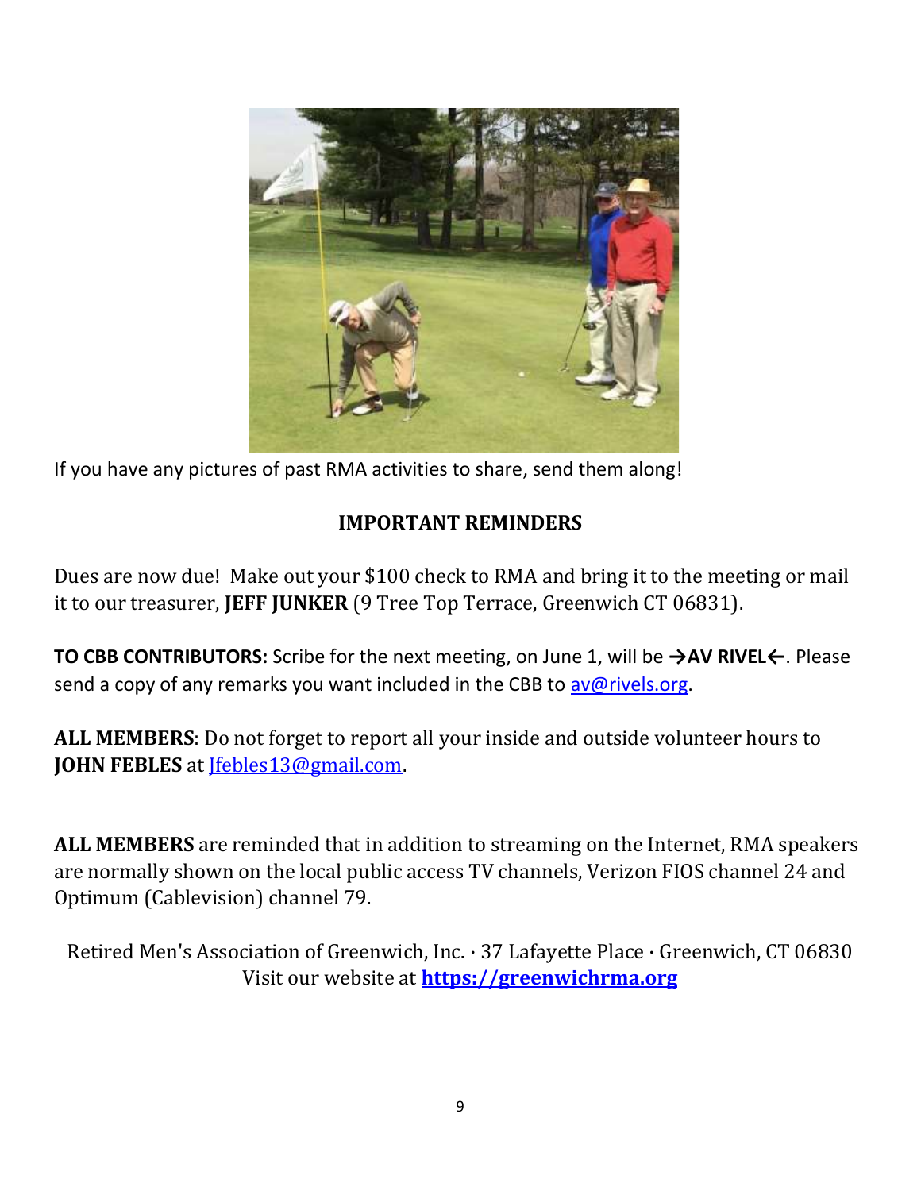If you have any pictures of past RMA activities to share, send them along!

## IMPORTANT REMINDERS

Dues are now due! Make out your $100 check to RMA and bring it to the meeting or mail it to our treasurer, **JEFF JUNKER** (9 Tree Top Terrace, Greenwich CT 06831).

**TO CBB CONTRIBUTORS:** Scribe for the next meeting, on June 1, will be **→AV RIVEL←**. Please send a copy of any remarks you want included in the CBB to av@rivels.org.

**ALL MEMBERS**: Do not forget to report all your inside and outside volunteer hours to **JOHN FEBLES** at Jfebles13@gmail.com.

**ALL MEMBERS** are reminded that in addition to streaming on the Internet, RMA speakers are normally shown on the local public access TV channels, Verizon FIOS channel 24 and Optimum (Cablevision) channel 79.

Retired Men's Association of Greenwich, Inc. · 37 Lafayette Place · Greenwich, CT 06830
Visit our website at **https://greenwichrma.org**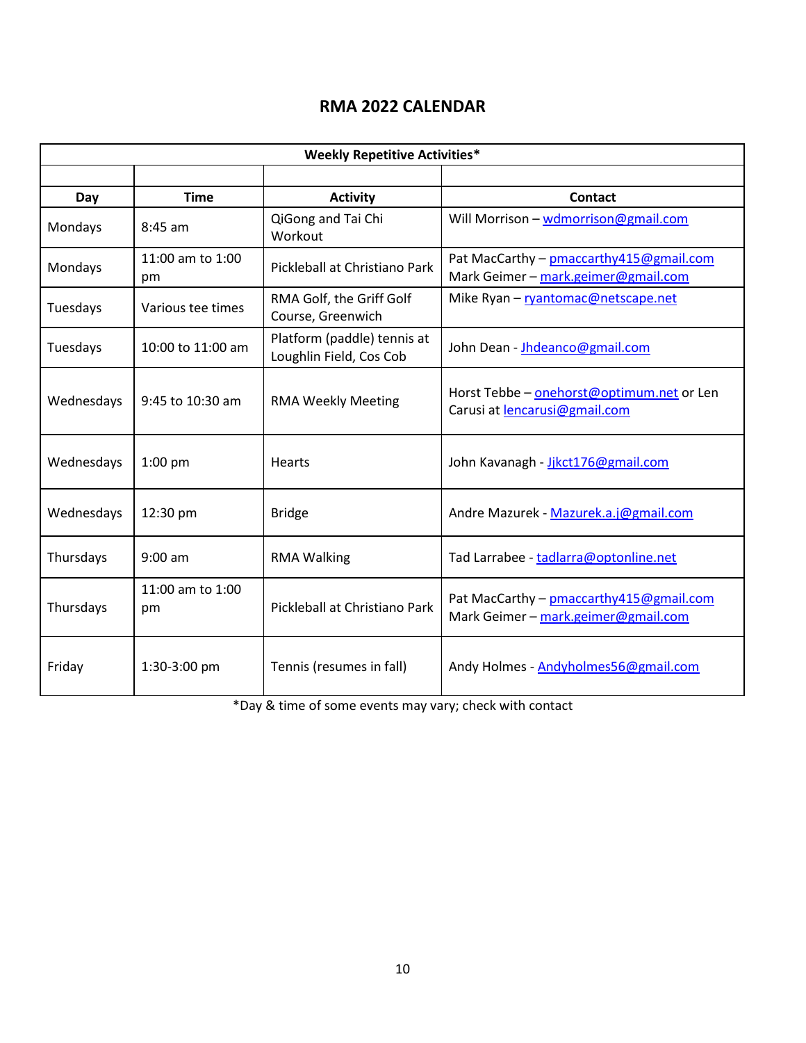# RMA 2022 CALENDAR

| Weekly Repetitive Activities* | | | |
|---|---|---|---|
| | | | |
| **Day** | **Time** | **Activity** | **Contact** |
| Mondays | 8:45 am | QiGong and Tai Chi Workout | Will Morrison – wdmorrison@gmail.com |
| Mondays | 11:00 am to 1:00 pm | Pickleball at Christiano Park | Pat MacCarthy – pmaccarthy415@gmail.com<br>Mark Geimer – mark.geimer@gmail.com |
| Tuesdays | Various tee times | RMA Golf, the Griff Golf Course, Greenwich | Mike Ryan – ryantomac@netscape.net |
| Tuesdays | 10:00 to 11:00 am | Platform (paddle) tennis at Loughlin Field, Cos Cob | John Dean - Jhdeanco@gmail.com |
| Wednesdays | 9:45 to 10:30 am | RMA Weekly Meeting | Horst Tebbe – onehorst@optimum.net or Len Carusi at lencarusi@gmail.com |
| Wednesdays | 1:00 pm | Hearts | John Kavanagh - Jjkct176@gmail.com |
| Wednesdays | 12:30 pm | Bridge | Andre Mazurek - Mazurek.a.j@gmail.com |
| Thursdays | 9:00 am | RMA Walking | Tad Larrabee - tadlarra@optonline.net |
| Thursdays | 11:00 am to 1:00 pm | Pickleball at Christiano Park | Pat MacCarthy – pmaccarthy415@gmail.com<br>Mark Geimer – mark.geimer@gmail.com |
| Friday | 1:30-3:00 pm | Tennis (resumes in fall) | Andy Holmes - Andyholmes56@gmail.com |

*Day & time of some events may vary; check with contact